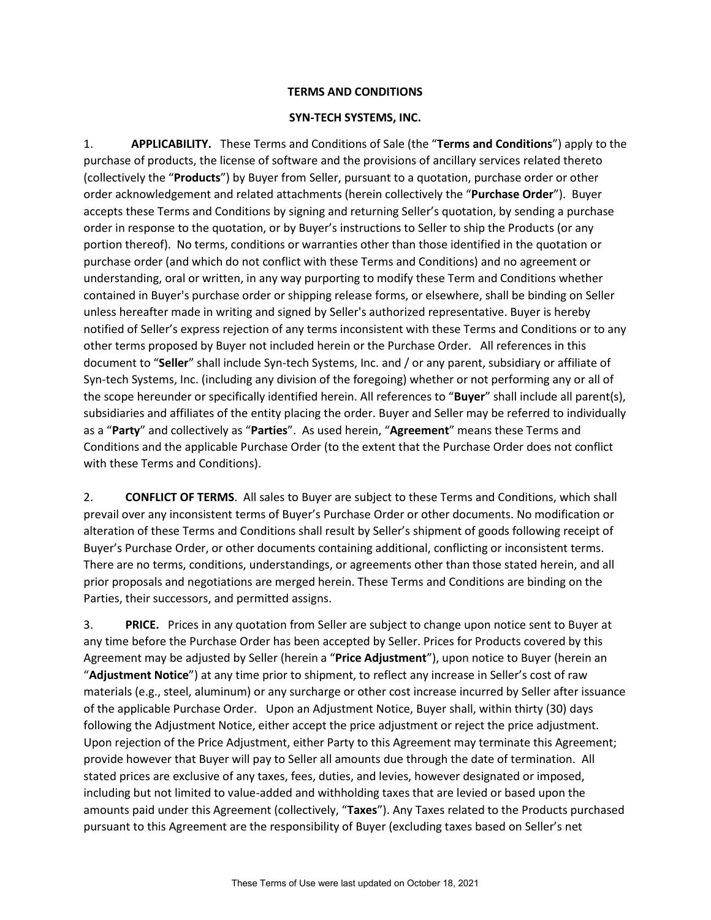# TERMS AND CONDITIONS

## SYN-TECH SYSTEMS, INC.

1. **APPLICABILITY.** These Terms and Conditions of Sale (the "**Terms and Conditions**") apply to the purchase of products, the license of software and the provisions of ancillary services related thereto (collectively the "**Products**") by Buyer from Seller, pursuant to a quotation, purchase order or other order acknowledgement and related attachments (herein collectively the "**Purchase Order**"). Buyer accepts these Terms and Conditions by signing and returning Seller's quotation, by sending a purchase order in response to the quotation, or by Buyer's instructions to Seller to ship the Products (or any portion thereof). No terms, conditions or warranties other than those identified in the quotation or purchase order (and which do not conflict with these Terms and Conditions) and no agreement or understanding, oral or written, in any way purporting to modify these Term and Conditions whether contained in Buyer's purchase order or shipping release forms, or elsewhere, shall be binding on Seller unless hereafter made in writing and signed by Seller's authorized representative. Buyer is hereby notified of Seller's express rejection of any terms inconsistent with these Terms and Conditions or to any other terms proposed by Buyer not included herein or the Purchase Order. All references in this document to "**Seller**" shall include Syn-tech Systems, Inc. and / or any parent, subsidiary or affiliate of Syn-tech Systems, Inc. (including any division of the foregoing) whether or not performing any or all of the scope hereunder or specifically identified herein. All references to "**Buyer**" shall include all parent(s), subsidiaries and affiliates of the entity placing the order. Buyer and Seller may be referred to individually as a "**Party**" and collectively as "**Parties**". As used herein, "**Agreement**" means these Terms and Conditions and the applicable Purchase Order (to the extent that the Purchase Order does not conflict with these Terms and Conditions).

2. **CONFLICT OF TERMS**. All sales to Buyer are subject to these Terms and Conditions, which shall prevail over any inconsistent terms of Buyer's Purchase Order or other documents. No modification or alteration of these Terms and Conditions shall result by Seller's shipment of goods following receipt of Buyer's Purchase Order, or other documents containing additional, conflicting or inconsistent terms. There are no terms, conditions, understandings, or agreements other than those stated herein, and all prior proposals and negotiations are merged herein. These Terms and Conditions are binding on the Parties, their successors, and permitted assigns.

3. **PRICE.** Prices in any quotation from Seller are subject to change upon notice sent to Buyer at any time before the Purchase Order has been accepted by Seller. Prices for Products covered by this Agreement may be adjusted by Seller (herein a "**Price Adjustment**"), upon notice to Buyer (herein an "**Adjustment Notice**") at any time prior to shipment, to reflect any increase in Seller's cost of raw materials (e.g., steel, aluminum) or any surcharge or other cost increase incurred by Seller after issuance of the applicable Purchase Order. Upon an Adjustment Notice, Buyer shall, within thirty (30) days following the Adjustment Notice, either accept the price adjustment or reject the price adjustment. Upon rejection of the Price Adjustment, either Party to this Agreement may terminate this Agreement; provide however that Buyer will pay to Seller all amounts due through the date of termination. All stated prices are exclusive of any taxes, fees, duties, and levies, however designated or imposed, including but not limited to value-added and withholding taxes that are levied or based upon the amounts paid under this Agreement (collectively, "**Taxes**"). Any Taxes related to the Products purchased pursuant to this Agreement are the responsibility of Buyer (excluding taxes based on Seller's net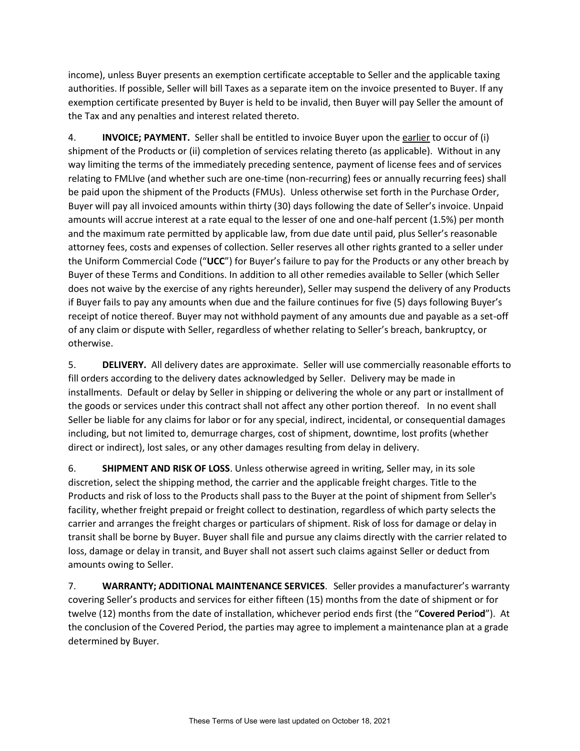income), unless Buyer presents an exemption certificate acceptable to Seller and the applicable taxing authorities. If possible, Seller will bill Taxes as a separate item on the invoice presented to Buyer. If any exemption certificate presented by Buyer is held to be invalid, then Buyer will pay Seller the amount of the Tax and any penalties and interest related thereto.

4. **INVOICE; PAYMENT.** Seller shall be entitled to invoice Buyer upon the earlier to occur of (i) shipment of the Products or (ii) completion of services relating thereto (as applicable). Without in any way limiting the terms of the immediately preceding sentence, payment of license fees and of services relating to FMLIve (and whether such are one-time (non-recurring) fees or annually recurring fees) shall be paid upon the shipment of the Products (FMUs). Unless otherwise set forth in the Purchase Order, Buyer will pay all invoiced amounts within thirty (30) days following the date of Seller's invoice. Unpaid amounts will accrue interest at a rate equal to the lesser of one and one-half percent (1.5%) per month and the maximum rate permitted by applicable law, from due date until paid, plus Seller's reasonable attorney fees, costs and expenses of collection. Seller reserves all other rights granted to a seller under the Uniform Commercial Code ("**UCC**") for Buyer's failure to pay for the Products or any other breach by Buyer of these Terms and Conditions. In addition to all other remedies available to Seller (which Seller does not waive by the exercise of any rights hereunder), Seller may suspend the delivery of any Products if Buyer fails to pay any amounts when due and the failure continues for five (5) days following Buyer's receipt of notice thereof. Buyer may not withhold payment of any amounts due and payable as a set-off of any claim or dispute with Seller, regardless of whether relating to Seller's breach, bankruptcy, or otherwise.

5. **DELIVERY.** All delivery dates are approximate. Seller will use commercially reasonable efforts to fill orders according to the delivery dates acknowledged by Seller. Delivery may be made in installments. Default or delay by Seller in shipping or delivering the whole or any part or installment of the goods or services under this contract shall not affect any other portion thereof. In no event shall Seller be liable for any claims for labor or for any special, indirect, incidental, or consequential damages including, but not limited to, demurrage charges, cost of shipment, downtime, lost profits (whether direct or indirect), lost sales, or any other damages resulting from delay in delivery.

6. **SHIPMENT AND RISK OF LOSS**. Unless otherwise agreed in writing, Seller may, in its sole discretion, select the shipping method, the carrier and the applicable freight charges. Title to the Products and risk of loss to the Products shall pass to the Buyer at the point of shipment from Seller's facility, whether freight prepaid or freight collect to destination, regardless of which party selects the carrier and arranges the freight charges or particulars of shipment. Risk of loss for damage or delay in transit shall be borne by Buyer. Buyer shall file and pursue any claims directly with the carrier related to loss, damage or delay in transit, and Buyer shall not assert such claims against Seller or deduct from amounts owing to Seller.

7. **WARRANTY; ADDITIONAL MAINTENANCE SERVICES**. Seller provides a manufacturer's warranty covering Seller's products and services for either fifteen (15) months from the date of shipment or for twelve (12) months from the date of installation, whichever period ends first (the "**Covered Period**"). At the conclusion of the Covered Period, the parties may agree to implement a maintenance plan at a grade determined by Buyer.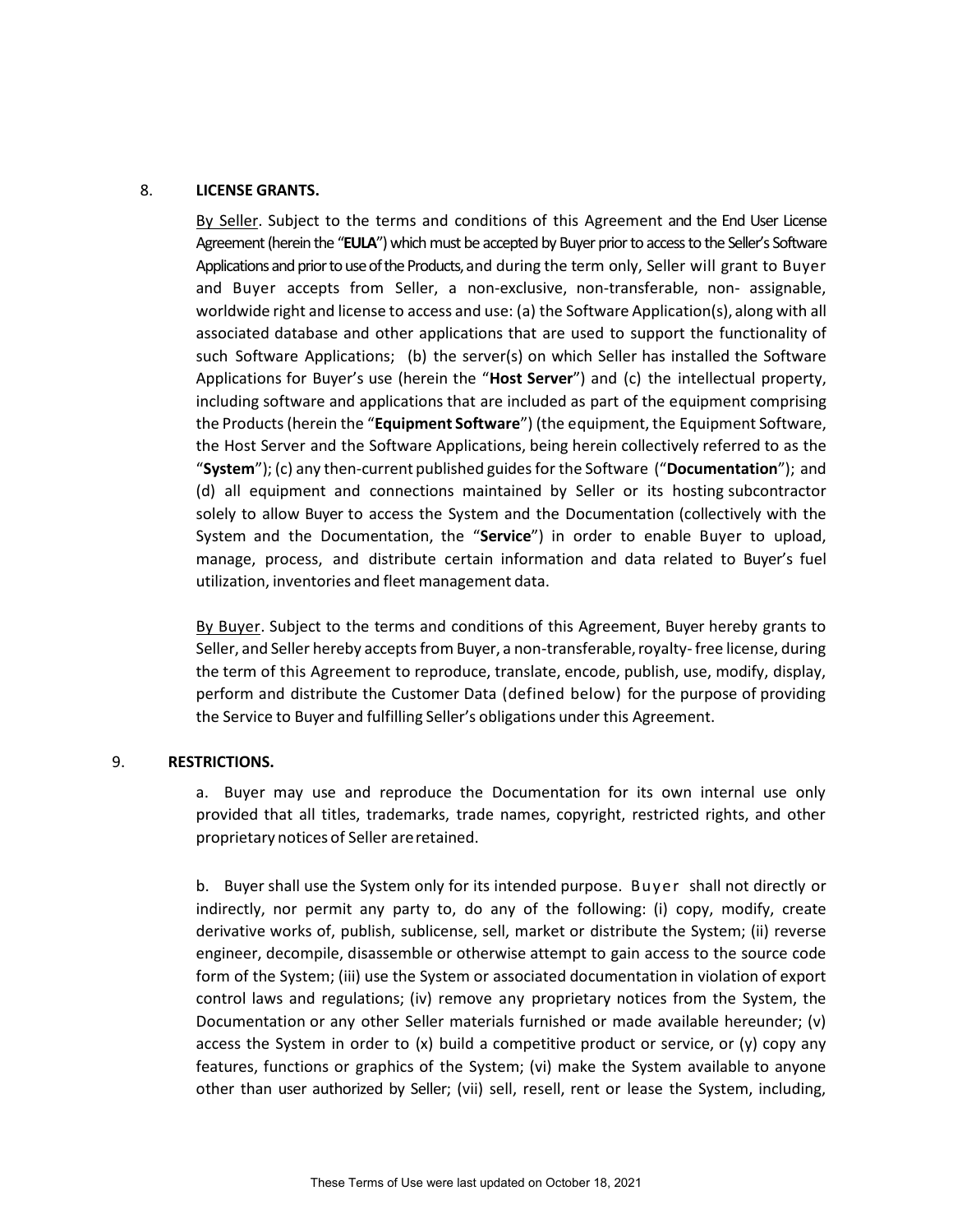8. **LICENSE GRANTS.**

By Seller. Subject to the terms and conditions of this Agreement and the End User License Agreement (herein the "**EULA**") which must be accepted by Buyer prior to access to the Seller's Software Applications and prior to use of the Products, and during the term only, Seller will grant to Buyer and Buyer accepts from Seller, a non-exclusive, non-transferable, non- assignable, worldwide right and license to access and use: (a) the Software Application(s), along with all associated database and other applications that are used to support the functionality of such Software Applications; (b) the server(s) on which Seller has installed the Software Applications for Buyer's use (herein the "**Host Server**") and (c) the intellectual property, including software and applications that are included as part of the equipment comprising the Products (herein the "**Equipment Software**") (the equipment, the Equipment Software, the Host Server and the Software Applications, being herein collectively referred to as the "**System**"); (c) any then-current published guides for the Software ("**Documentation**"); and (d) all equipment and connections maintained by Seller or its hosting subcontractor solely to allow Buyer to access the System and the Documentation (collectively with the System and the Documentation, the "**Service**") in order to enable Buyer to upload, manage, process, and distribute certain information and data related to Buyer's fuel utilization, inventories and fleet management data.

By Buyer. Subject to the terms and conditions of this Agreement, Buyer hereby grants to Seller, and Seller hereby accepts from Buyer, a non-transferable, royalty- free license, during the term of this Agreement to reproduce, translate, encode, publish, use, modify, display, perform and distribute the Customer Data (defined below) for the purpose of providing the Service to Buyer and fulfilling Seller's obligations under this Agreement.

9. **RESTRICTIONS.**

a. Buyer may use and reproduce the Documentation for its own internal use only provided that all titles, trademarks, trade names, copyright, restricted rights, and other proprietary notices of Seller are retained.

b. Buyer shall use the System only for its intended purpose. Buyer shall not directly or indirectly, nor permit any party to, do any of the following: (i) copy, modify, create derivative works of, publish, sublicense, sell, market or distribute the System; (ii) reverse engineer, decompile, disassemble or otherwise attempt to gain access to the source code form of the System; (iii) use the System or associated documentation in violation of export control laws and regulations; (iv) remove any proprietary notices from the System, the Documentation or any other Seller materials furnished or made available hereunder; (v) access the System in order to (x) build a competitive product or service, or (y) copy any features, functions or graphics of the System; (vi) make the System available to anyone other than user authorized by Seller; (vii) sell, resell, rent or lease the System, including,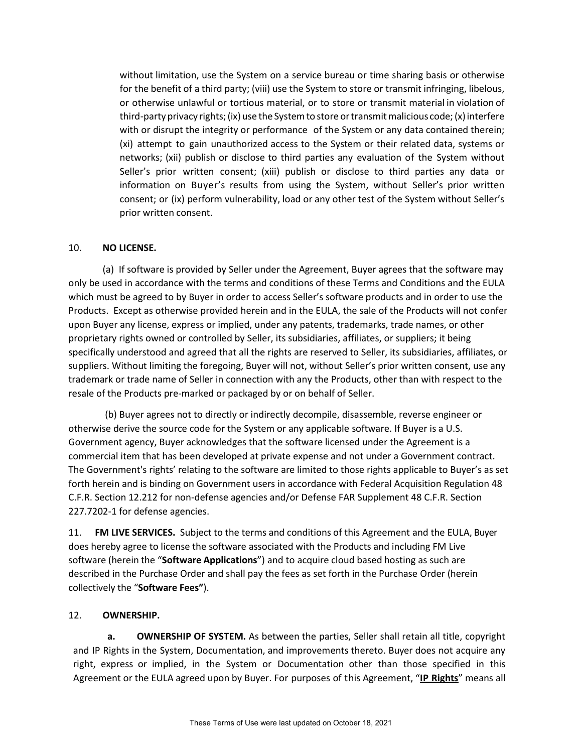without limitation, use the System on a service bureau or time sharing basis or otherwise for the benefit of a third party; (viii) use the System to store or transmit infringing, libelous, or otherwise unlawful or tortious material, or to store or transmit material in violation of third-party privacy rights; (ix) use the System to store or transmit malicious code; (x) interfere with or disrupt the integrity or performance of the System or any data contained therein; (xi) attempt to gain unauthorized access to the System or their related data, systems or networks; (xii) publish or disclose to third parties any evaluation of the System without Seller's prior written consent; (xiii) publish or disclose to third parties any data or information on Buyer's results from using the System, without Seller's prior written consent; or (ix) perform vulnerability, load or any other test of the System without Seller's prior written consent.

10. **NO LICENSE.**

(a) If software is provided by Seller under the Agreement, Buyer agrees that the software may only be used in accordance with the terms and conditions of these Terms and Conditions and the EULA which must be agreed to by Buyer in order to access Seller's software products and in order to use the Products. Except as otherwise provided herein and in the EULA, the sale of the Products will not confer upon Buyer any license, express or implied, under any patents, trademarks, trade names, or other proprietary rights owned or controlled by Seller, its subsidiaries, affiliates, or suppliers; it being specifically understood and agreed that all the rights are reserved to Seller, its subsidiaries, affiliates, or suppliers. Without limiting the foregoing, Buyer will not, without Seller's prior written consent, use any trademark or trade name of Seller in connection with any the Products, other than with respect to the resale of the Products pre-marked or packaged by or on behalf of Seller.

(b) Buyer agrees not to directly or indirectly decompile, disassemble, reverse engineer or otherwise derive the source code for the System or any applicable software. If Buyer is a U.S. Government agency, Buyer acknowledges that the software licensed under the Agreement is a commercial item that has been developed at private expense and not under a Government contract. The Government's rights' relating to the software are limited to those rights applicable to Buyer's as set forth herein and is binding on Government users in accordance with Federal Acquisition Regulation 48 C.F.R. Section 12.212 for non-defense agencies and/or Defense FAR Supplement 48 C.F.R. Section 227.7202-1 for defense agencies.

11. **FM LIVE SERVICES.** Subject to the terms and conditions of this Agreement and the EULA, Buyer does hereby agree to license the software associated with the Products and including FM Live software (herein the "**Software Applications**") and to acquire cloud based hosting as such are described in the Purchase Order and shall pay the fees as set forth in the Purchase Order (herein collectively the "**Software Fees"**).

12. **OWNERSHIP.**

**a. OWNERSHIP OF SYSTEM.** As between the parties, Seller shall retain all title, copyright and IP Rights in the System, Documentation, and improvements thereto. Buyer does not acquire any right, express or implied, in the System or Documentation other than those specified in this Agreement or the EULA agreed upon by Buyer. For purposes of this Agreement, "**IP Rights**" means all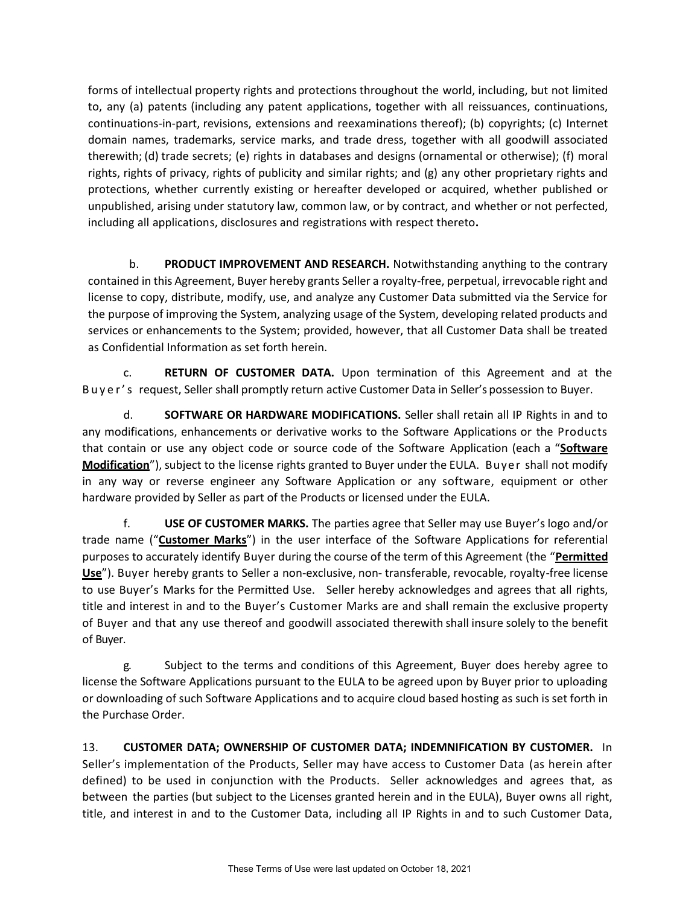forms of intellectual property rights and protections throughout the world, including, but not limited to, any (a) patents (including any patent applications, together with all reissuances, continuations, continuations-in-part, revisions, extensions and reexaminations thereof); (b) copyrights; (c) Internet domain names, trademarks, service marks, and trade dress, together with all goodwill associated therewith; (d) trade secrets; (e) rights in databases and designs (ornamental or otherwise); (f) moral rights, rights of privacy, rights of publicity and similar rights; and (g) any other proprietary rights and protections, whether currently existing or hereafter developed or acquired, whether published or unpublished, arising under statutory law, common law, or by contract, and whether or not perfected, including all applications, disclosures and registrations with respect thereto**.**

b. **PRODUCT IMPROVEMENT AND RESEARCH.** Notwithstanding anything to the contrary contained in this Agreement, Buyer hereby grants Seller a royalty-free, perpetual, irrevocable right and license to copy, distribute, modify, use, and analyze any Customer Data submitted via the Service for the purpose of improving the System, analyzing usage of the System, developing related products and services or enhancements to the System; provided, however, that all Customer Data shall be treated as Confidential Information as set forth herein.

c. **RETURN OF CUSTOMER DATA.** Upon termination of this Agreement and at the Buyer's request, Seller shall promptly return active Customer Data in Seller's possession to Buyer.

d. **SOFTWARE OR HARDWARE MODIFICATIONS.** Seller shall retain all IP Rights in and to any modifications, enhancements or derivative works to the Software Applications or the Products that contain or use any object code or source code of the Software Application (each a "**Software Modification**"), subject to the license rights granted to Buyer under the EULA. Buyer shall not modify in any way or reverse engineer any Software Application or any software, equipment or other hardware provided by Seller as part of the Products or licensed under the EULA.

f. **USE OF CUSTOMER MARKS.** The parties agree that Seller may use Buyer's logo and/or trade name ("**Customer Marks**") in the user interface of the Software Applications for referential purposes to accurately identify Buyer during the course of the term of this Agreement (the "**Permitted Use**"). Buyer hereby grants to Seller a non-exclusive, non- transferable, revocable, royalty-free license to use Buyer's Marks for the Permitted Use. Seller hereby acknowledges and agrees that all rights, title and interest in and to the Buyer's Customer Marks are and shall remain the exclusive property of Buyer and that any use thereof and goodwill associated therewith shall insure solely to the benefit of Buyer.

g. Subject to the terms and conditions of this Agreement, Buyer does hereby agree to license the Software Applications pursuant to the EULA to be agreed upon by Buyer prior to uploading or downloading of such Software Applications and to acquire cloud based hosting as such is set forth in the Purchase Order.

13. **CUSTOMER DATA; OWNERSHIP OF CUSTOMER DATA; INDEMNIFICATION BY CUSTOMER.** In Seller's implementation of the Products, Seller may have access to Customer Data (as herein after defined) to be used in conjunction with the Products. Seller acknowledges and agrees that, as between the parties (but subject to the Licenses granted herein and in the EULA), Buyer owns all right, title, and interest in and to the Customer Data, including all IP Rights in and to such Customer Data,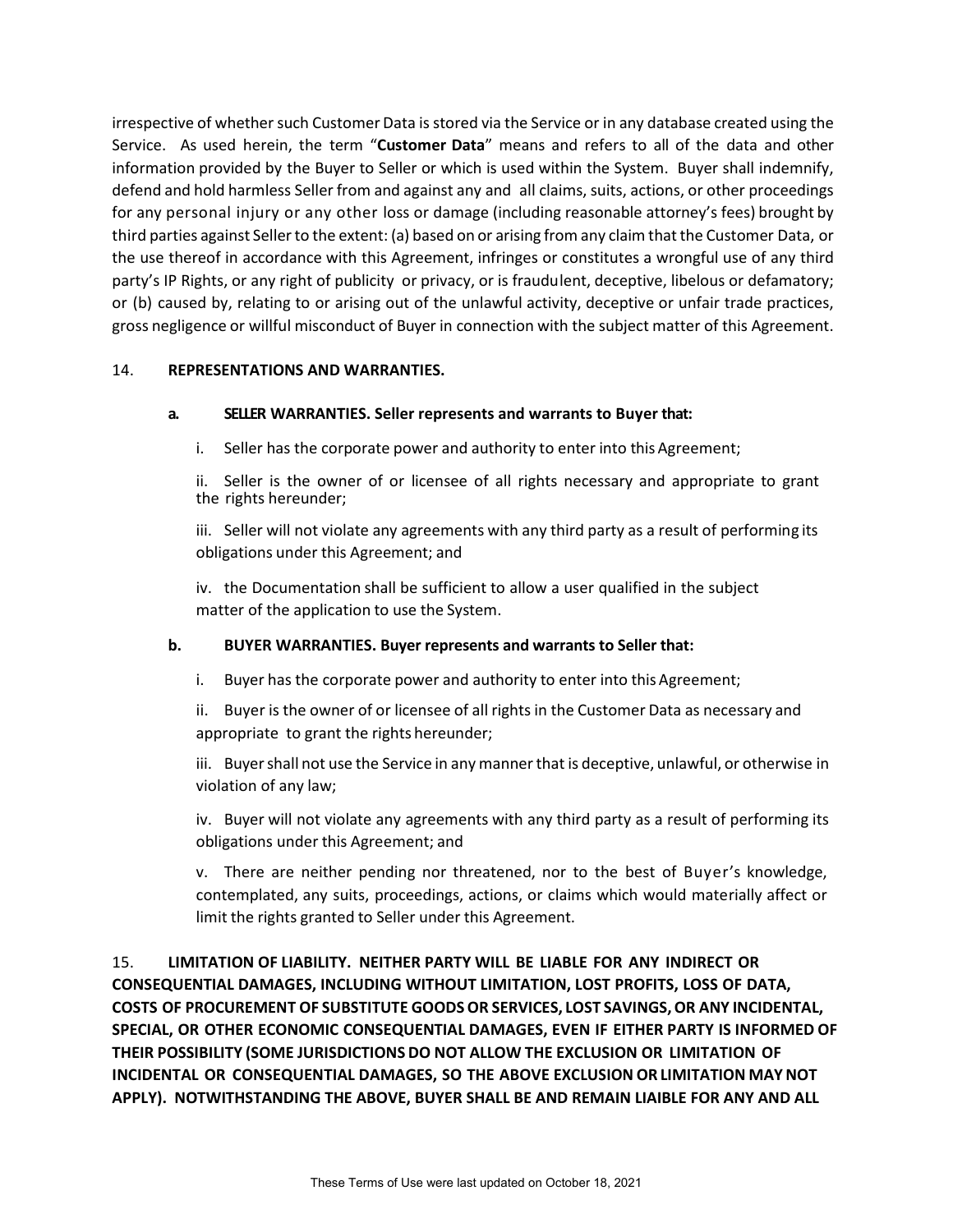irrespective of whether such Customer Data is stored via the Service or in any database created using the Service. As used herein, the term "**Customer Data**" means and refers to all of the data and other information provided by the Buyer to Seller or which is used within the System. Buyer shall indemnify, defend and hold harmless Seller from and against any and all claims, suits, actions, or other proceedings for any personal injury or any other loss or damage (including reasonable attorney's fees) brought by third parties against Seller to the extent: (a) based on or arising from any claim that the Customer Data, or the use thereof in accordance with this Agreement, infringes or constitutes a wrongful use of any third party's IP Rights, or any right of publicity or privacy, or is fraudulent, deceptive, libelous or defamatory; or (b) caused by, relating to or arising out of the unlawful activity, deceptive or unfair trade practices, gross negligence or willful misconduct of Buyer in connection with the subject matter of this Agreement.

14. **REPRESENTATIONS AND WARRANTIES.**

**a. SELLER WARRANTIES. Seller represents and warrants to Buyer that:**

i. Seller has the corporate power and authority to enter into this Agreement;

ii. Seller is the owner of or licensee of all rights necessary and appropriate to grant the rights hereunder;

iii. Seller will not violate any agreements with any third party as a result of performing its obligations under this Agreement; and

iv. the Documentation shall be sufficient to allow a user qualified in the subject matter of the application to use the System.

**b. BUYER WARRANTIES. Buyer represents and warrants to Seller that:**

i. Buyer has the corporate power and authority to enter into this Agreement;

ii. Buyer is the owner of or licensee of all rights in the Customer Data as necessary and appropriate to grant the rights hereunder;

iii. Buyer shall not use the Service in any manner that is deceptive, unlawful, or otherwise in violation of any law;

iv. Buyer will not violate any agreements with any third party as a result of performing its obligations under this Agreement; and

v. There are neither pending nor threatened, nor to the best of Buyer's knowledge, contemplated, any suits, proceedings, actions, or claims which would materially affect or limit the rights granted to Seller under this Agreement.

15. **LIMITATION OF LIABILITY. NEITHER PARTY WILL BE LIABLE FOR ANY INDIRECT OR CONSEQUENTIAL DAMAGES, INCLUDING WITHOUT LIMITATION, LOST PROFITS, LOSS OF DATA, COSTS OF PROCUREMENT OF SUBSTITUTE GOODS OR SERVICES, LOST SAVINGS, OR ANY INCIDENTAL, SPECIAL, OR OTHER ECONOMIC CONSEQUENTIAL DAMAGES, EVEN IF EITHER PARTY IS INFORMED OF THEIR POSSIBILITY (SOME JURISDICTIONS DO NOT ALLOW THE EXCLUSION OR LIMITATION OF INCIDENTAL OR CONSEQUENTIAL DAMAGES, SO THE ABOVE EXCLUSION OR LIMITATION MAY NOT APPLY). NOTWITHSTANDING THE ABOVE, BUYER SHALL BE AND REMAIN LIAIBLE FOR ANY AND ALL**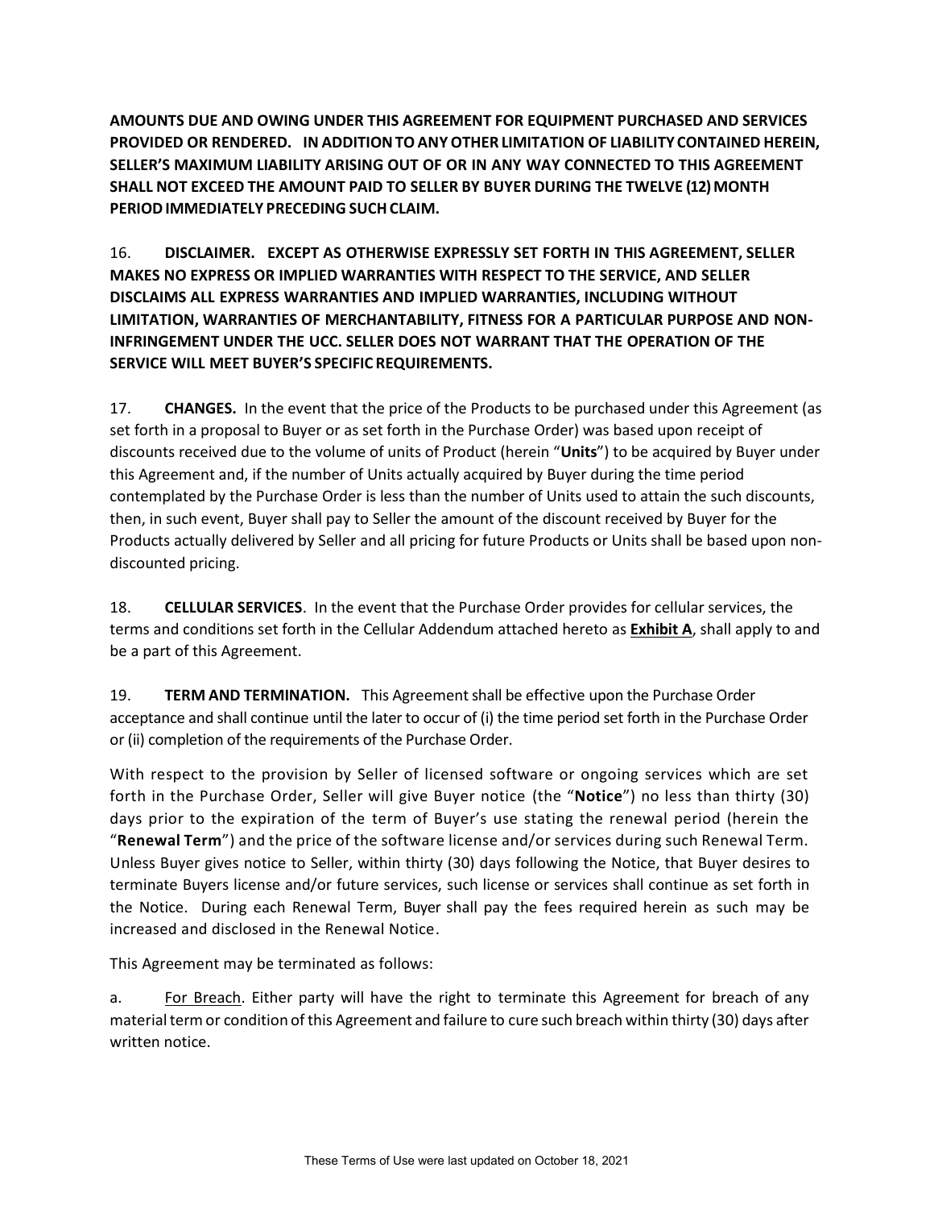**AMOUNTS DUE AND OWING UNDER THIS AGREEMENT FOR EQUIPMENT PURCHASED AND SERVICES PROVIDED OR RENDERED. IN ADDITION TO ANY OTHER LIMITATION OF LIABILITY CONTAINED HEREIN, SELLER'S MAXIMUM LIABILITY ARISING OUT OF OR IN ANY WAY CONNECTED TO THIS AGREEMENT SHALL NOT EXCEED THE AMOUNT PAID TO SELLER BY BUYER DURING THE TWELVE (12) MONTH PERIOD IMMEDIATELY PRECEDING SUCH CLAIM.**

16. **DISCLAIMER. EXCEPT AS OTHERWISE EXPRESSLY SET FORTH IN THIS AGREEMENT, SELLER MAKES NO EXPRESS OR IMPLIED WARRANTIES WITH RESPECT TO THE SERVICE, AND SELLER DISCLAIMS ALL EXPRESS WARRANTIES AND IMPLIED WARRANTIES, INCLUDING WITHOUT LIMITATION, WARRANTIES OF MERCHANTABILITY, FITNESS FOR A PARTICULAR PURPOSE AND NON-INFRINGEMENT UNDER THE UCC. SELLER DOES NOT WARRANT THAT THE OPERATION OF THE SERVICE WILL MEET BUYER'S SPECIFIC REQUIREMENTS.**

17. **CHANGES.** In the event that the price of the Products to be purchased under this Agreement (as set forth in a proposal to Buyer or as set forth in the Purchase Order) was based upon receipt of discounts received due to the volume of units of Product (herein "**Units**") to be acquired by Buyer under this Agreement and, if the number of Units actually acquired by Buyer during the time period contemplated by the Purchase Order is less than the number of Units used to attain the such discounts, then, in such event, Buyer shall pay to Seller the amount of the discount received by Buyer for the Products actually delivered by Seller and all pricing for future Products or Units shall be based upon non-discounted pricing.

18. **CELLULAR SERVICES**. In the event that the Purchase Order provides for cellular services, the terms and conditions set forth in the Cellular Addendum attached hereto as **Exhibit A**, shall apply to and be a part of this Agreement.

19. **TERM AND TERMINATION.** This Agreement shall be effective upon the Purchase Order acceptance and shall continue until the later to occur of (i) the time period set forth in the Purchase Order or (ii) completion of the requirements of the Purchase Order.

With respect to the provision by Seller of licensed software or ongoing services which are set forth in the Purchase Order, Seller will give Buyer notice (the "**Notice**") no less than thirty (30) days prior to the expiration of the term of Buyer's use stating the renewal period (herein the "**Renewal Term**") and the price of the software license and/or services during such Renewal Term. Unless Buyer gives notice to Seller, within thirty (30) days following the Notice, that Buyer desires to terminate Buyers license and/or future services, such license or services shall continue as set forth in the Notice. During each Renewal Term, Buyer shall pay the fees required herein as such may be increased and disclosed in the Renewal Notice.

This Agreement may be terminated as follows:

a. For Breach. Either party will have the right to terminate this Agreement for breach of any material term or condition of this Agreement and failure to cure such breach within thirty (30) days after written notice.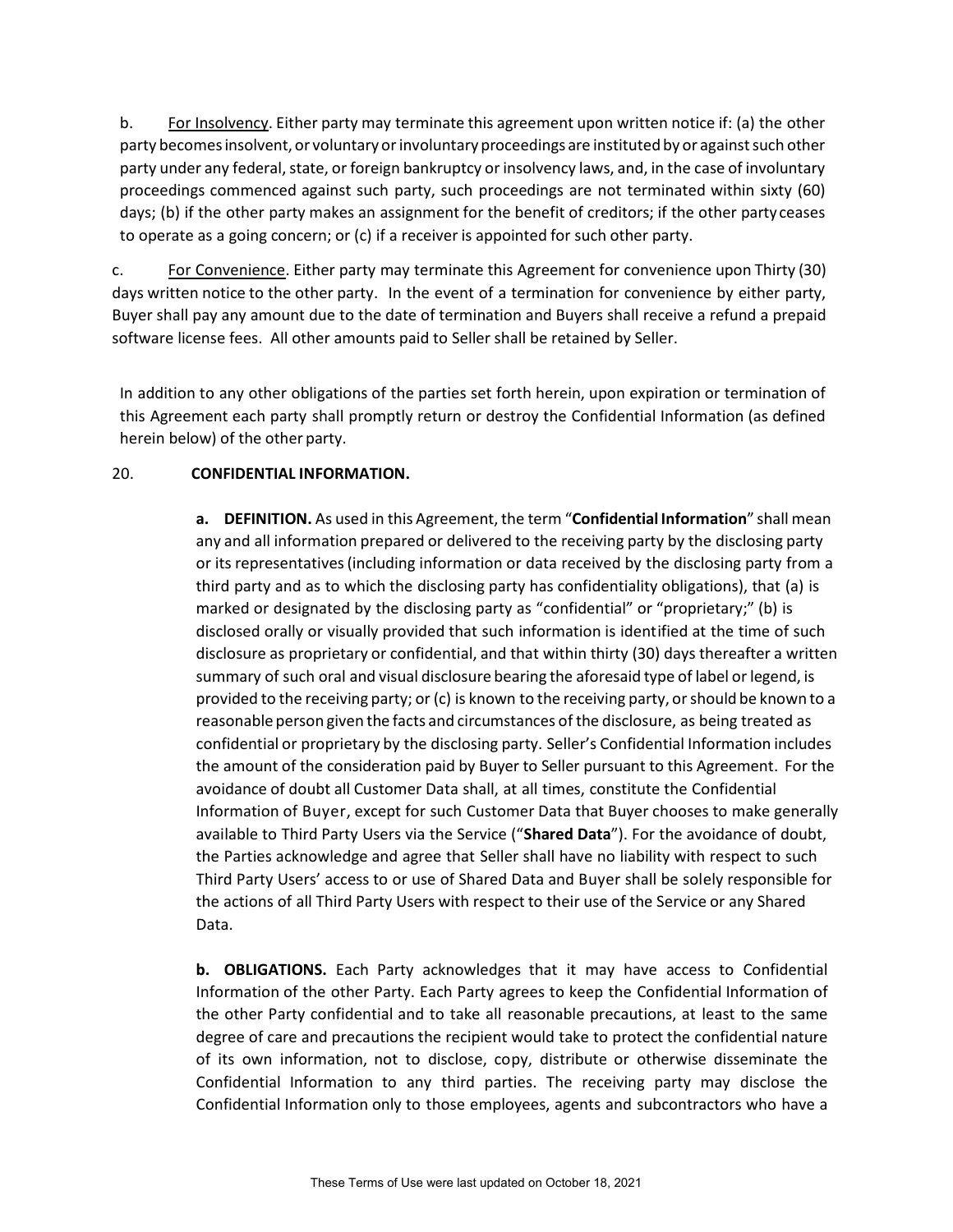b. For Insolvency. Either party may terminate this agreement upon written notice if: (a) the other party becomes insolvent, or voluntary or involuntary proceedings are instituted by or against such other party under any federal, state, or foreign bankruptcy or insolvency laws, and, in the case of involuntary proceedings commenced against such party, such proceedings are not terminated within sixty (60) days; (b) if the other party makes an assignment for the benefit of creditors; if the other party ceases to operate as a going concern; or (c) if a receiver is appointed for such other party.

c. For Convenience. Either party may terminate this Agreement for convenience upon Thirty (30) days written notice to the other party. In the event of a termination for convenience by either party, Buyer shall pay any amount due to the date of termination and Buyers shall receive a refund a prepaid software license fees. All other amounts paid to Seller shall be retained by Seller.

In addition to any other obligations of the parties set forth herein, upon expiration or termination of this Agreement each party shall promptly return or destroy the Confidential Information (as defined herein below) of the other party.

20. **CONFIDENTIAL INFORMATION.**

**a. DEFINITION.** As used in this Agreement, the term "**Confidential Information**" shall mean any and all information prepared or delivered to the receiving party by the disclosing party or its representatives (including information or data received by the disclosing party from a third party and as to which the disclosing party has confidentiality obligations), that (a) is marked or designated by the disclosing party as "confidential" or "proprietary;" (b) is disclosed orally or visually provided that such information is identified at the time of such disclosure as proprietary or confidential, and that within thirty (30) days thereafter a written summary of such oral and visual disclosure bearing the aforesaid type of label or legend, is provided to the receiving party; or (c) is known to the receiving party, or should be known to a reasonable person given the facts and circumstances of the disclosure, as being treated as confidential or proprietary by the disclosing party. Seller's Confidential Information includes the amount of the consideration paid by Buyer to Seller pursuant to this Agreement. For the avoidance of doubt all Customer Data shall, at all times, constitute the Confidential Information of Buyer, except for such Customer Data that Buyer chooses to make generally available to Third Party Users via the Service ("**Shared Data**"). For the avoidance of doubt, the Parties acknowledge and agree that Seller shall have no liability with respect to such Third Party Users' access to or use of Shared Data and Buyer shall be solely responsible for the actions of all Third Party Users with respect to their use of the Service or any Shared Data.

**b. OBLIGATIONS.** Each Party acknowledges that it may have access to Confidential Information of the other Party. Each Party agrees to keep the Confidential Information of the other Party confidential and to take all reasonable precautions, at least to the same degree of care and precautions the recipient would take to protect the confidential nature of its own information, not to disclose, copy, distribute or otherwise disseminate the Confidential Information to any third parties. The receiving party may disclose the Confidential Information only to those employees, agents and subcontractors who have a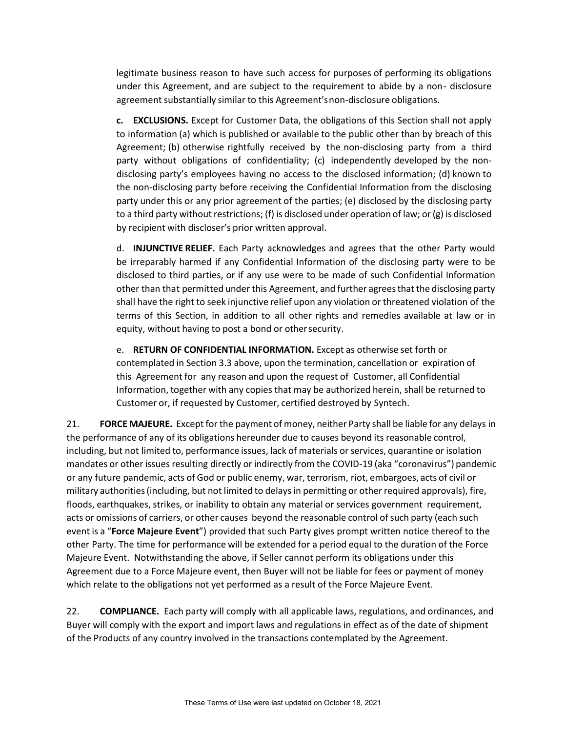legitimate business reason to have such access for purposes of performing its obligations under this Agreement, and are subject to the requirement to abide by a non- disclosure agreement substantially similar to this Agreement's non-disclosure obligations.

**c. EXCLUSIONS.** Except for Customer Data, the obligations of this Section shall not apply to information (a) which is published or available to the public other than by breach of this Agreement; (b) otherwise rightfully received by the non-disclosing party from a third party without obligations of confidentiality; (c) independently developed by the non-disclosing party's employees having no access to the disclosed information; (d) known to the non-disclosing party before receiving the Confidential Information from the disclosing party under this or any prior agreement of the parties; (e) disclosed by the disclosing party to a third party without restrictions; (f) is disclosed under operation of law; or (g) is disclosed by recipient with discloser's prior written approval.

d. **INJUNCTIVE RELIEF.** Each Party acknowledges and agrees that the other Party would be irreparably harmed if any Confidential Information of the disclosing party were to be disclosed to third parties, or if any use were to be made of such Confidential Information other than that permitted under this Agreement, and further agrees that the disclosing party shall have the right to seek injunctive relief upon any violation or threatened violation of the terms of this Section, in addition to all other rights and remedies available at law or in equity, without having to post a bond or other security.

e. **RETURN OF CONFIDENTIAL INFORMATION.** Except as otherwise set forth or contemplated in Section 3.3 above, upon the termination, cancellation or expiration of this Agreement for any reason and upon the request of Customer, all Confidential Information, together with any copies that may be authorized herein, shall be returned to Customer or, if requested by Customer, certified destroyed by Syntech.

21. **FORCE MAJEURE.** Except for the payment of money, neither Party shall be liable for any delays in the performance of any of its obligations hereunder due to causes beyond its reasonable control, including, but not limited to, performance issues, lack of materials or services, quarantine or isolation mandates or other issues resulting directly or indirectly from the COVID-19 (aka "coronavirus") pandemic or any future pandemic, acts of God or public enemy, war, terrorism, riot, embargoes, acts of civil or military authorities (including, but not limited to delays in permitting or other required approvals), fire, floods, earthquakes, strikes, or inability to obtain any material or services government requirement, acts or omissions of carriers, or other causes beyond the reasonable control of such party (each such event is a "**Force Majeure Event**") provided that such Party gives prompt written notice thereof to the other Party. The time for performance will be extended for a period equal to the duration of the Force Majeure Event. Notwithstanding the above, if Seller cannot perform its obligations under this Agreement due to a Force Majeure event, then Buyer will not be liable for fees or payment of money which relate to the obligations not yet performed as a result of the Force Majeure Event.

22. **COMPLIANCE.** Each party will comply with all applicable laws, regulations, and ordinances, and Buyer will comply with the export and import laws and regulations in effect as of the date of shipment of the Products of any country involved in the transactions contemplated by the Agreement.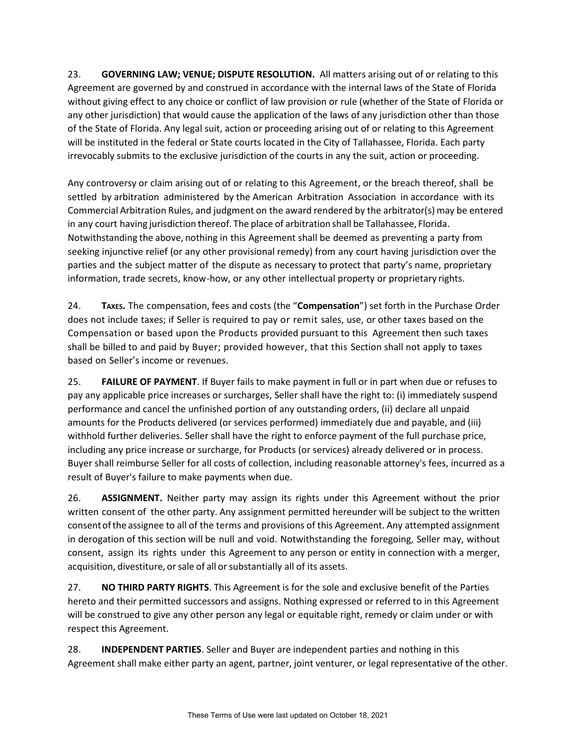23. **GOVERNING LAW; VENUE; DISPUTE RESOLUTION.** All matters arising out of or relating to this Agreement are governed by and construed in accordance with the internal laws of the State of Florida without giving effect to any choice or conflict of law provision or rule (whether of the State of Florida or any other jurisdiction) that would cause the application of the laws of any jurisdiction other than those of the State of Florida. Any legal suit, action or proceeding arising out of or relating to this Agreement will be instituted in the federal or State courts located in the City of Tallahassee, Florida. Each party irrevocably submits to the exclusive jurisdiction of the courts in any the suit, action or proceeding.

Any controversy or claim arising out of or relating to this Agreement, or the breach thereof, shall be settled by arbitration administered by the American Arbitration Association in accordance with its Commercial Arbitration Rules, and judgment on the award rendered by the arbitrator(s) may be entered in any court having jurisdiction thereof. The place of arbitration shall be Tallahassee, Florida. Notwithstanding the above, nothing in this Agreement shall be deemed as preventing a party from seeking injunctive relief (or any other provisional remedy) from any court having jurisdiction over the parties and the subject matter of the dispute as necessary to protect that party's name, proprietary information, trade secrets, know-how, or any other intellectual property or proprietary rights.

24. **TAXES.** The compensation, fees and costs (the "**Compensation**") set forth in the Purchase Order does not include taxes; if Seller is required to pay or remit sales, use, or other taxes based on the Compensation or based upon the Products provided pursuant to this Agreement then such taxes shall be billed to and paid by Buyer; provided however, that this Section shall not apply to taxes based on Seller's income or revenues.

25. **FAILURE OF PAYMENT**. If Buyer fails to make payment in full or in part when due or refuses to pay any applicable price increases or surcharges, Seller shall have the right to: (i) immediately suspend performance and cancel the unfinished portion of any outstanding orders, (ii) declare all unpaid amounts for the Products delivered (or services performed) immediately due and payable, and (iii) withhold further deliveries. Seller shall have the right to enforce payment of the full purchase price, including any price increase or surcharge, for Products (or services) already delivered or in process. Buyer shall reimburse Seller for all costs of collection, including reasonable attorney's fees, incurred as a result of Buyer's failure to make payments when due.

26. **ASSIGNMENT.** Neither party may assign its rights under this Agreement without the prior written consent of the other party. Any assignment permitted hereunder will be subject to the written consent of the assignee to all of the terms and provisions of this Agreement. Any attempted assignment in derogation of this section will be null and void. Notwithstanding the foregoing, Seller may, without consent, assign its rights under this Agreement to any person or entity in connection with a merger, acquisition, divestiture, or sale of all or substantially all of its assets.

27. **NO THIRD PARTY RIGHTS**. This Agreement is for the sole and exclusive benefit of the Parties hereto and their permitted successors and assigns. Nothing expressed or referred to in this Agreement will be construed to give any other person any legal or equitable right, remedy or claim under or with respect this Agreement.

28. **INDEPENDENT PARTIES**. Seller and Buyer are independent parties and nothing in this Agreement shall make either party an agent, partner, joint venturer, or legal representative of the other.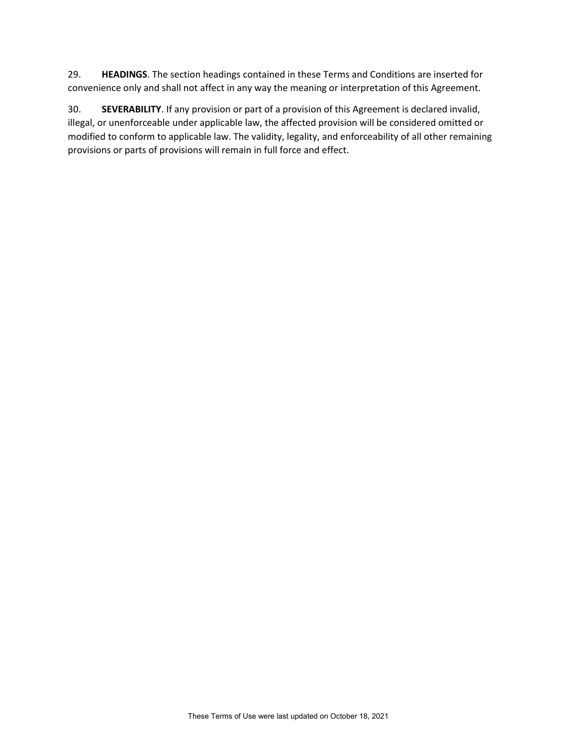29. **HEADINGS**. The section headings contained in these Terms and Conditions are inserted for convenience only and shall not affect in any way the meaning or interpretation of this Agreement.

30. **SEVERABILITY**. If any provision or part of a provision of this Agreement is declared invalid, illegal, or unenforceable under applicable law, the affected provision will be considered omitted or modified to conform to applicable law. The validity, legality, and enforceability of all other remaining provisions or parts of provisions will remain in full force and effect.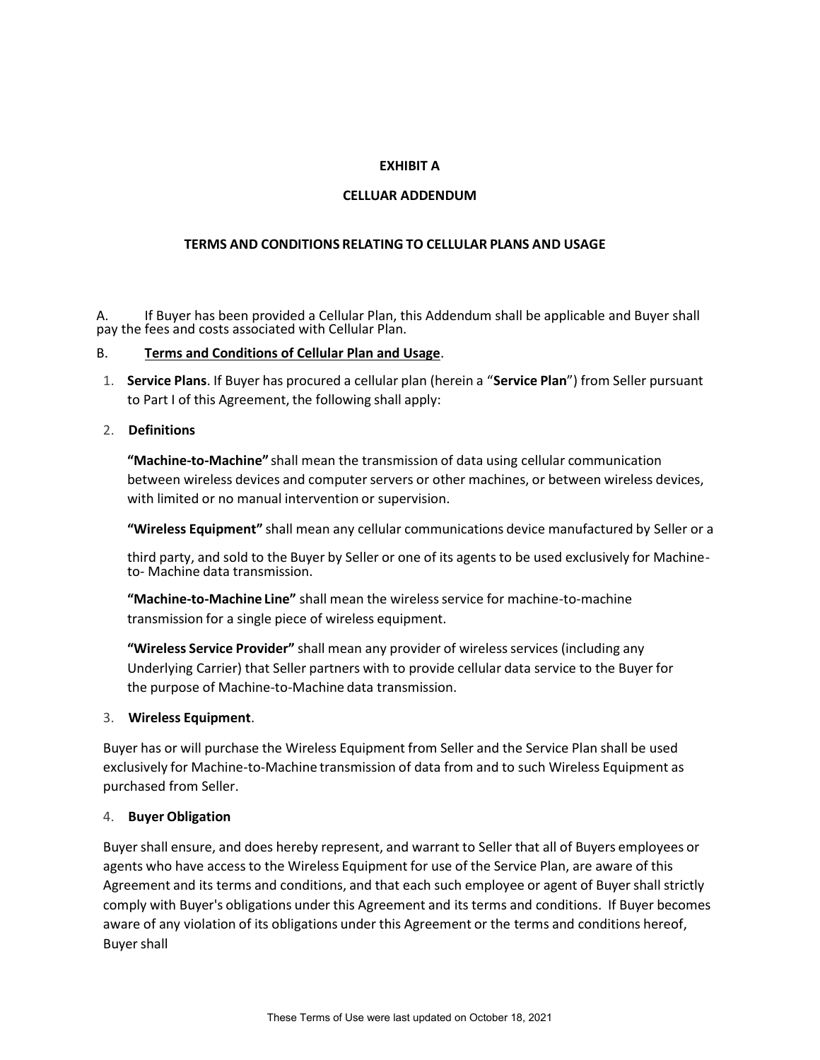**EXHIBIT A**

**CELLUAR ADDENDUM**

**TERMS AND CONDITIONS RELATING TO CELLULAR PLANS AND USAGE**

A. If Buyer has been provided a Cellular Plan, this Addendum shall be applicable and Buyer shall pay the fees and costs associated with Cellular Plan.

B. **Terms and Conditions of Cellular Plan and Usage**.

1. **Service Plans**. If Buyer has procured a cellular plan (herein a "**Service Plan**") from Seller pursuant to Part I of this Agreement, the following shall apply:

2. **Definitions**

   **"Machine-to-Machine"** shall mean the transmission of data using cellular communication between wireless devices and computer servers or other machines, or between wireless devices, with limited or no manual intervention or supervision.

   **"Wireless Equipment"** shall mean any cellular communications device manufactured by Seller or a third party, and sold to the Buyer by Seller or one of its agents to be used exclusively for Machine-to- Machine data transmission.

   **"Machine-to-Machine Line"** shall mean the wireless service for machine-to-machine transmission for a single piece of wireless equipment.

   **"Wireless Service Provider"** shall mean any provider of wireless services (including any Underlying Carrier) that Seller partners with to provide cellular data service to the Buyer for the purpose of Machine-to-Machine data transmission.

3. **Wireless Equipment**.

   Buyer has or will purchase the Wireless Equipment from Seller and the Service Plan shall be used exclusively for Machine-to-Machine transmission of data from and to such Wireless Equipment as purchased from Seller.

4. **Buyer Obligation**

   Buyer shall ensure, and does hereby represent, and warrant to Seller that all of Buyers employees or agents who have access to the Wireless Equipment for use of the Service Plan, are aware of this Agreement and its terms and conditions, and that each such employee or agent of Buyer shall strictly comply with Buyer's obligations under this Agreement and its terms and conditions. If Buyer becomes aware of any violation of its obligations under this Agreement or the terms and conditions hereof, Buyer shall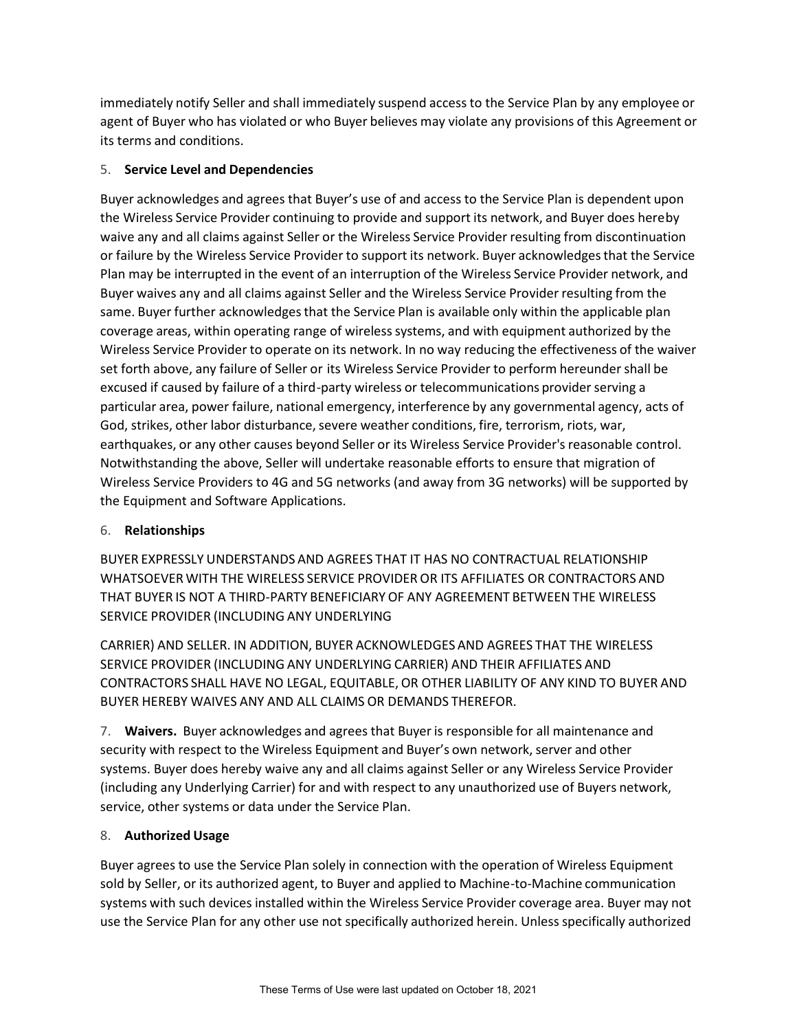immediately notify Seller and shall immediately suspend access to the Service Plan by any employee or agent of Buyer who has violated or who Buyer believes may violate any provisions of this Agreement or its terms and conditions.

5. **Service Level and Dependencies**

Buyer acknowledges and agrees that Buyer's use of and access to the Service Plan is dependent upon the Wireless Service Provider continuing to provide and support its network, and Buyer does hereby waive any and all claims against Seller or the Wireless Service Provider resulting from discontinuation or failure by the Wireless Service Provider to support its network. Buyer acknowledges that the Service Plan may be interrupted in the event of an interruption of the Wireless Service Provider network, and Buyer waives any and all claims against Seller and the Wireless Service Provider resulting from the same. Buyer further acknowledges that the Service Plan is available only within the applicable plan coverage areas, within operating range of wireless systems, and with equipment authorized by the Wireless Service Provider to operate on its network. In no way reducing the effectiveness of the waiver set forth above, any failure of Seller or its Wireless Service Provider to perform hereunder shall be excused if caused by failure of a third-party wireless or telecommunications provider serving a particular area, power failure, national emergency, interference by any governmental agency, acts of God, strikes, other labor disturbance, severe weather conditions, fire, terrorism, riots, war, earthquakes, or any other causes beyond Seller or its Wireless Service Provider's reasonable control. Notwithstanding the above, Seller will undertake reasonable efforts to ensure that migration of Wireless Service Providers to 4G and 5G networks (and away from 3G networks) will be supported by the Equipment and Software Applications.

6. **Relationships**

BUYER EXPRESSLY UNDERSTANDS AND AGREES THAT IT HAS NO CONTRACTUAL RELATIONSHIP WHATSOEVER WITH THE WIRELESS SERVICE PROVIDER OR ITS AFFILIATES OR CONTRACTORS AND THAT BUYER IS NOT A THIRD-PARTY BENEFICIARY OF ANY AGREEMENT BETWEEN THE WIRELESS SERVICE PROVIDER (INCLUDING ANY UNDERLYING

CARRIER) AND SELLER. IN ADDITION, BUYER ACKNOWLEDGES AND AGREES THAT THE WIRELESS SERVICE PROVIDER (INCLUDING ANY UNDERLYING CARRIER) AND THEIR AFFILIATES AND CONTRACTORS SHALL HAVE NO LEGAL, EQUITABLE, OR OTHER LIABILITY OF ANY KIND TO BUYER AND BUYER HEREBY WAIVES ANY AND ALL CLAIMS OR DEMANDS THEREFOR.

7. **Waivers.** Buyer acknowledges and agrees that Buyer is responsible for all maintenance and security with respect to the Wireless Equipment and Buyer's own network, server and other systems. Buyer does hereby waive any and all claims against Seller or any Wireless Service Provider (including any Underlying Carrier) for and with respect to any unauthorized use of Buyers network, service, other systems or data under the Service Plan.

8. **Authorized Usage**

Buyer agrees to use the Service Plan solely in connection with the operation of Wireless Equipment sold by Seller, or its authorized agent, to Buyer and applied to Machine-to-Machine communication systems with such devices installed within the Wireless Service Provider coverage area. Buyer may not use the Service Plan for any other use not specifically authorized herein. Unless specifically authorized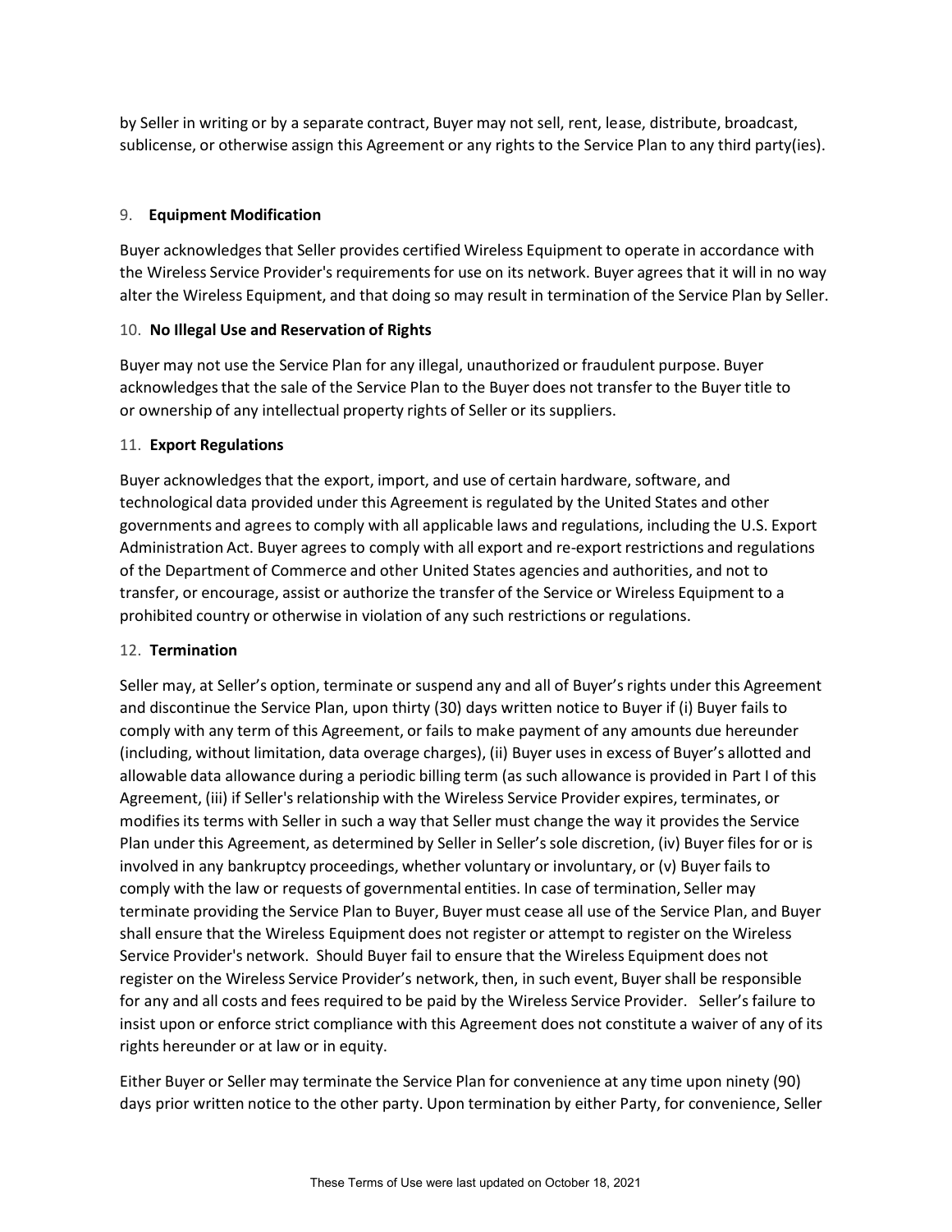by Seller in writing or by a separate contract, Buyer may not sell, rent, lease, distribute, broadcast, sublicense, or otherwise assign this Agreement or any rights to the Service Plan to any third party(ies).

9. **Equipment Modification**

Buyer acknowledges that Seller provides certified Wireless Equipment to operate in accordance with the Wireless Service Provider's requirements for use on its network. Buyer agrees that it will in no way alter the Wireless Equipment, and that doing so may result in termination of the Service Plan by Seller.

10. **No Illegal Use and Reservation of Rights**

Buyer may not use the Service Plan for any illegal, unauthorized or fraudulent purpose. Buyer acknowledges that the sale of the Service Plan to the Buyer does not transfer to the Buyer title to or ownership of any intellectual property rights of Seller or its suppliers.

11. **Export Regulations**

Buyer acknowledges that the export, import, and use of certain hardware, software, and technological data provided under this Agreement is regulated by the United States and other governments and agrees to comply with all applicable laws and regulations, including the U.S. Export Administration Act. Buyer agrees to comply with all export and re-export restrictions and regulations of the Department of Commerce and other United States agencies and authorities, and not to transfer, or encourage, assist or authorize the transfer of the Service or Wireless Equipment to a prohibited country or otherwise in violation of any such restrictions or regulations.

12. **Termination**

Seller may, at Seller's option, terminate or suspend any and all of Buyer's rights under this Agreement and discontinue the Service Plan, upon thirty (30) days written notice to Buyer if (i) Buyer fails to comply with any term of this Agreement, or fails to make payment of any amounts due hereunder (including, without limitation, data overage charges), (ii) Buyer uses in excess of Buyer's allotted and allowable data allowance during a periodic billing term (as such allowance is provided in Part I of this Agreement, (iii) if Seller's relationship with the Wireless Service Provider expires, terminates, or modifies its terms with Seller in such a way that Seller must change the way it provides the Service Plan under this Agreement, as determined by Seller in Seller's sole discretion, (iv) Buyer files for or is involved in any bankruptcy proceedings, whether voluntary or involuntary, or (v) Buyer fails to comply with the law or requests of governmental entities. In case of termination, Seller may terminate providing the Service Plan to Buyer, Buyer must cease all use of the Service Plan, and Buyer shall ensure that the Wireless Equipment does not register or attempt to register on the Wireless Service Provider's network. Should Buyer fail to ensure that the Wireless Equipment does not register on the Wireless Service Provider's network, then, in such event, Buyer shall be responsible for any and all costs and fees required to be paid by the Wireless Service Provider. Seller's failure to insist upon or enforce strict compliance with this Agreement does not constitute a waiver of any of its rights hereunder or at law or in equity.

Either Buyer or Seller may terminate the Service Plan for convenience at any time upon ninety (90) days prior written notice to the other party. Upon termination by either Party, for convenience, Seller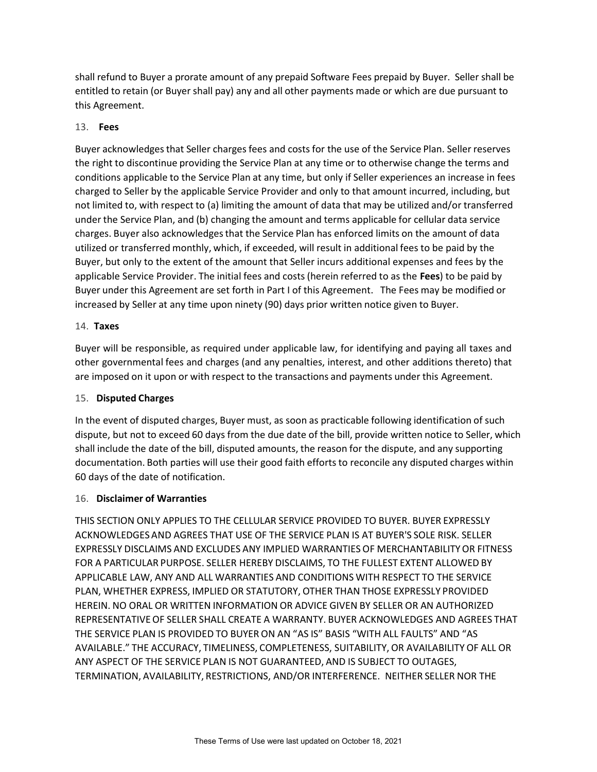shall refund to Buyer a prorate amount of any prepaid Software Fees prepaid by Buyer. Seller shall be entitled to retain (or Buyer shall pay) any and all other payments made or which are due pursuant to this Agreement.

13. **Fees**

Buyer acknowledges that Seller charges fees and costs for the use of the Service Plan. Seller reserves the right to discontinue providing the Service Plan at any time or to otherwise change the terms and conditions applicable to the Service Plan at any time, but only if Seller experiences an increase in fees charged to Seller by the applicable Service Provider and only to that amount incurred, including, but not limited to, with respect to (a) limiting the amount of data that may be utilized and/or transferred under the Service Plan, and (b) changing the amount and terms applicable for cellular data service charges. Buyer also acknowledges that the Service Plan has enforced limits on the amount of data utilized or transferred monthly, which, if exceeded, will result in additional fees to be paid by the Buyer, but only to the extent of the amount that Seller incurs additional expenses and fees by the applicable Service Provider. The initial fees and costs (herein referred to as the **Fees**) to be paid by Buyer under this Agreement are set forth in Part I of this Agreement. The Fees may be modified or increased by Seller at any time upon ninety (90) days prior written notice given to Buyer.

14. **Taxes**

Buyer will be responsible, as required under applicable law, for identifying and paying all taxes and other governmental fees and charges (and any penalties, interest, and other additions thereto) that are imposed on it upon or with respect to the transactions and payments under this Agreement.

15. **Disputed Charges**

In the event of disputed charges, Buyer must, as soon as practicable following identification of such dispute, but not to exceed 60 days from the due date of the bill, provide written notice to Seller, which shall include the date of the bill, disputed amounts, the reason for the dispute, and any supporting documentation. Both parties will use their good faith efforts to reconcile any disputed charges within 60 days of the date of notification.

16. **Disclaimer of Warranties**

THIS SECTION ONLY APPLIES TO THE CELLULAR SERVICE PROVIDED TO BUYER. BUYER EXPRESSLY ACKNOWLEDGES AND AGREES THAT USE OF THE SERVICE PLAN IS AT BUYER'S SOLE RISK. SELLER EXPRESSLY DISCLAIMS AND EXCLUDES ANY IMPLIED WARRANTIES OF MERCHANTABILITY OR FITNESS FOR A PARTICULAR PURPOSE. SELLER HEREBY DISCLAIMS, TO THE FULLEST EXTENT ALLOWED BY APPLICABLE LAW, ANY AND ALL WARRANTIES AND CONDITIONS WITH RESPECT TO THE SERVICE PLAN, WHETHER EXPRESS, IMPLIED OR STATUTORY, OTHER THAN THOSE EXPRESSLY PROVIDED HEREIN. NO ORAL OR WRITTEN INFORMATION OR ADVICE GIVEN BY SELLER OR AN AUTHORIZED REPRESENTATIVE OF SELLER SHALL CREATE A WARRANTY. BUYER ACKNOWLEDGES AND AGREES THAT THE SERVICE PLAN IS PROVIDED TO BUYER ON AN "AS IS" BASIS "WITH ALL FAULTS" AND "AS AVAILABLE." THE ACCURACY, TIMELINESS, COMPLETENESS, SUITABILITY, OR AVAILABILITY OF ALL OR ANY ASPECT OF THE SERVICE PLAN IS NOT GUARANTEED, AND IS SUBJECT TO OUTAGES, TERMINATION, AVAILABILITY, RESTRICTIONS, AND/OR INTERFERENCE. NEITHER SELLER NOR THE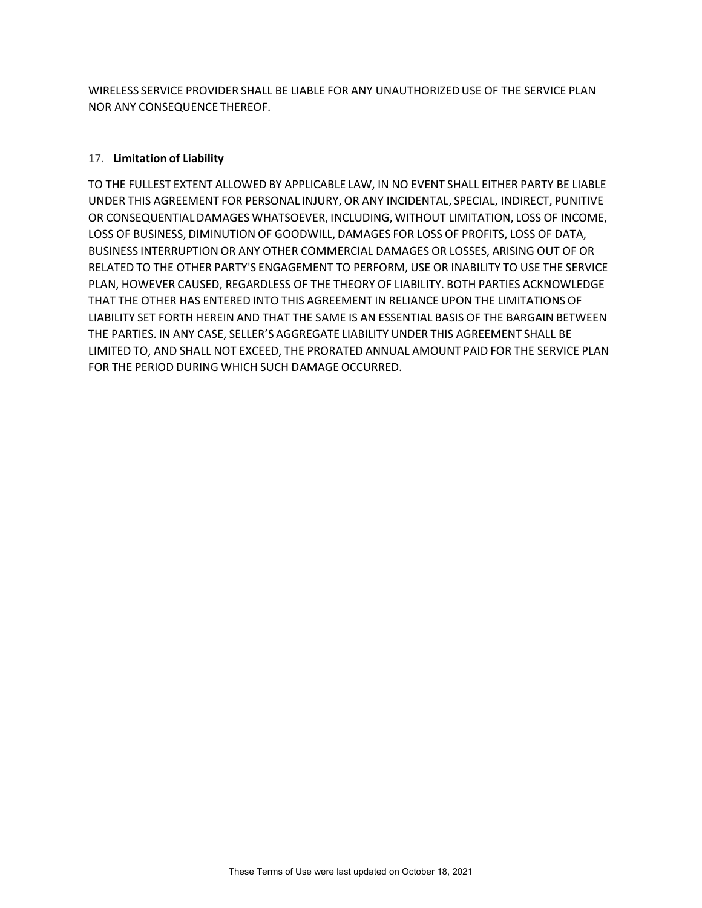WIRELESS SERVICE PROVIDER SHALL BE LIABLE FOR ANY UNAUTHORIZED USE OF THE SERVICE PLAN NOR ANY CONSEQUENCE THEREOF.

## 17. Limitation of Liability

TO THE FULLEST EXTENT ALLOWED BY APPLICABLE LAW, IN NO EVENT SHALL EITHER PARTY BE LIABLE UNDER THIS AGREEMENT FOR PERSONAL INJURY, OR ANY INCIDENTAL, SPECIAL, INDIRECT, PUNITIVE OR CONSEQUENTIAL DAMAGES WHATSOEVER, INCLUDING, WITHOUT LIMITATION, LOSS OF INCOME, LOSS OF BUSINESS, DIMINUTION OF GOODWILL, DAMAGES FOR LOSS OF PROFITS, LOSS OF DATA, BUSINESS INTERRUPTION OR ANY OTHER COMMERCIAL DAMAGES OR LOSSES, ARISING OUT OF OR RELATED TO THE OTHER PARTY'S ENGAGEMENT TO PERFORM, USE OR INABILITY TO USE THE SERVICE PLAN, HOWEVER CAUSED, REGARDLESS OF THE THEORY OF LIABILITY. BOTH PARTIES ACKNOWLEDGE THAT THE OTHER HAS ENTERED INTO THIS AGREEMENT IN RELIANCE UPON THE LIMITATIONS OF LIABILITY SET FORTH HEREIN AND THAT THE SAME IS AN ESSENTIAL BASIS OF THE BARGAIN BETWEEN THE PARTIES. IN ANY CASE, SELLER'S AGGREGATE LIABILITY UNDER THIS AGREEMENT SHALL BE LIMITED TO, AND SHALL NOT EXCEED, THE PRORATED ANNUAL AMOUNT PAID FOR THE SERVICE PLAN FOR THE PERIOD DURING WHICH SUCH DAMAGE OCCURRED.